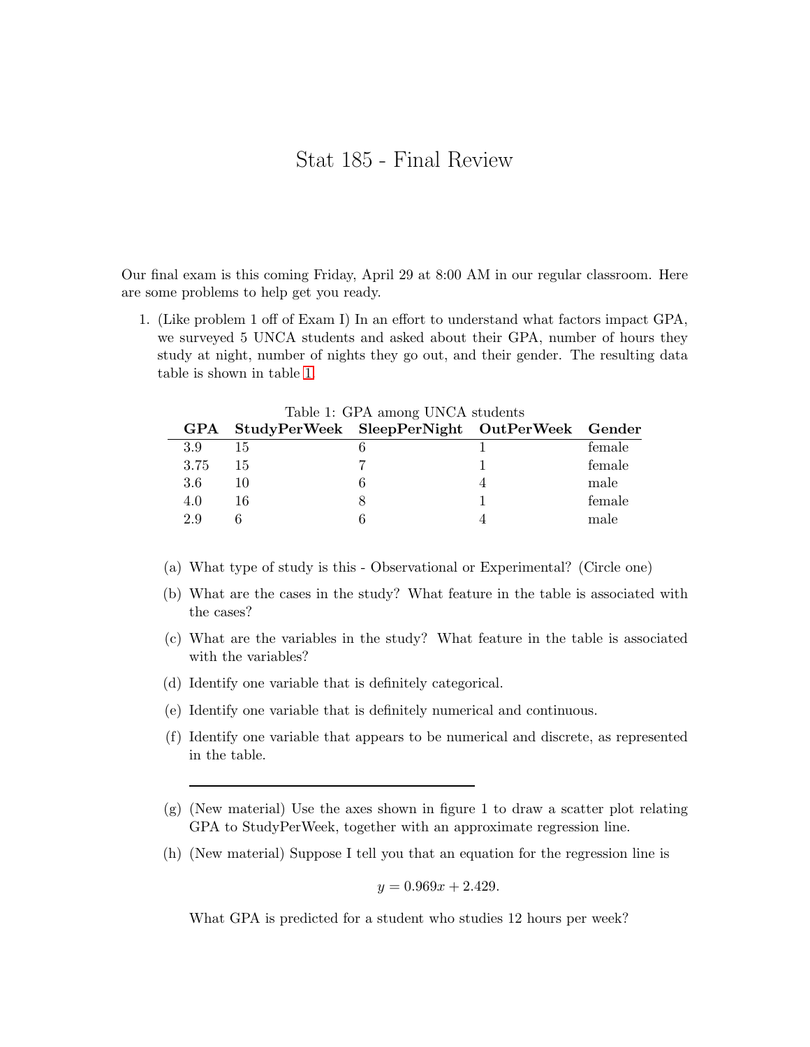# Stat 185 - Final Review

Our final exam is this coming Friday, April 29 at 8:00 AM in our regular classroom. Here are some problems to help get you ready.

1. (Like problem 1 off of Exam I) In an effort to understand what factors impact GPA, we surveyed 5 UNCA students and asked about their GPA, number of hours they study at night, number of nights they go out, and their gender. The resulting data table is shown in table 1.

Table 1: GPA among UNCA students

| **GPA** | **StudyPerWeek** | **SleepPerNight** | **OutPerWeek** | **Gender** |
|---|---|---|---|---|
| 3.9 | 15 | 6 | 1 | female |
| 3.75 | 15 | 7 | 1 | female |
| 3.6 | 10 | 6 | 4 | male |
| 4.0 | 16 | 8 | 1 | female |
| 2.9 | 6 | 6 | 4 | male |

   (a) What type of study is this - Observational or Experimental? (Circle one)

   (b) What are the cases in the study? What feature in the table is associated with the cases?

   (c) What are the variables in the study? What feature in the table is associated with the variables?

   (d) Identify one variable that is definitely categorical.

   (e) Identify one variable that is definitely numerical and continuous.

   (f) Identify one variable that appears to be numerical and discrete, as represented in the table.

---

   (g) (New material) Use the axes shown in figure 1 to draw a scatter plot relating GPA to StudyPerWeek, together with an approximate regression line.

   (h) (New material) Suppose I tell you that an equation for the regression line is

$$y = 0.969x + 2.429.$$

   What GPA is predicted for a student who studies 12 hours per week?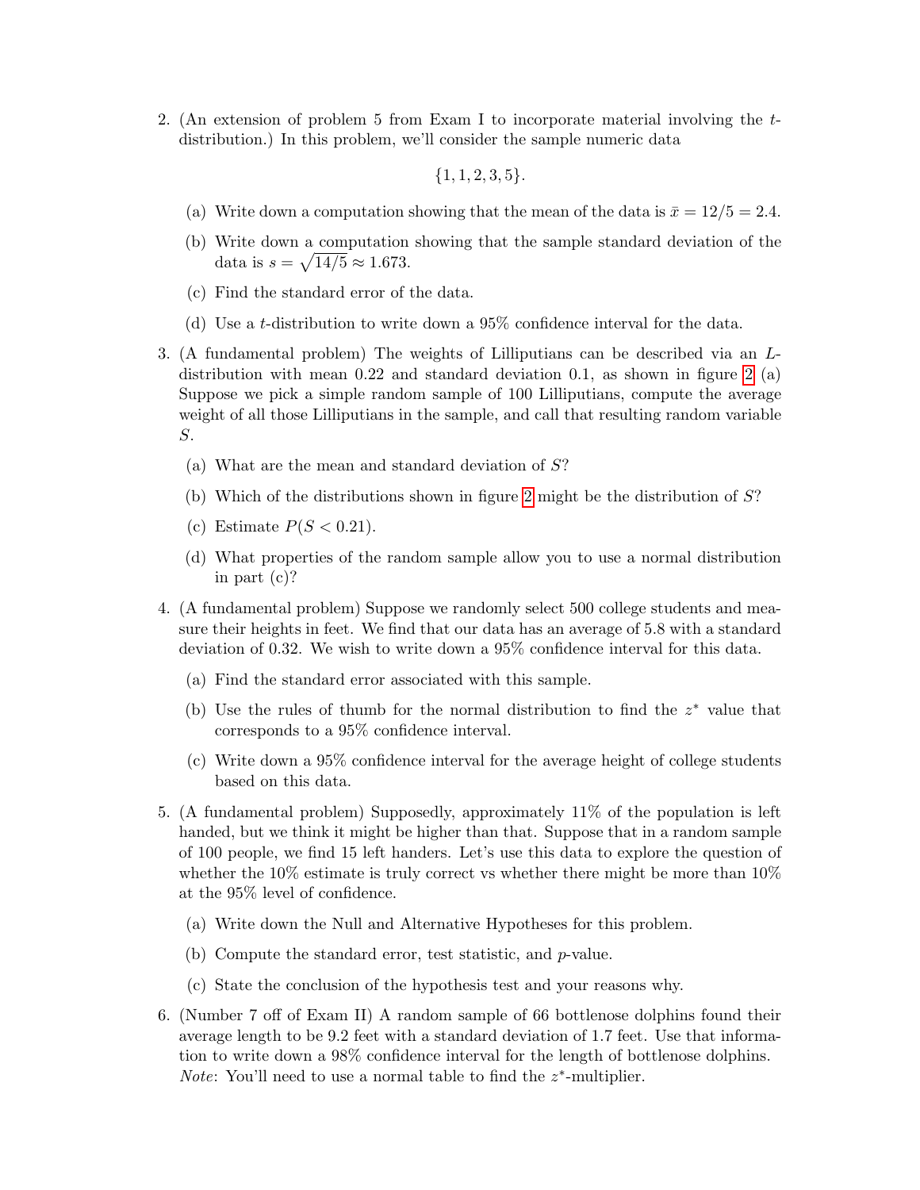2. (An extension of problem 5 from Exam I to incorporate material involving the $t$-distribution.) In this problem, we'll consider the sample numeric data

$$\{1, 1, 2, 3, 5\}.$$

   (a) Write down a computation showing that the mean of the data is $\bar{x} = 12/5 = 2.4$.

   (b) Write down a computation showing that the sample standard deviation of the data is $s = \sqrt{14/5} \approx 1.673$.

   (c) Find the standard error of the data.

   (d) Use a $t$-distribution to write down a 95% confidence interval for the data.

3. (A fundamental problem) The weights of Lilliputians can be described via an $L$-distribution with mean 0.22 and standard deviation 0.1, as shown in figure 2 (a) Suppose we pick a simple random sample of 100 Lilliputians, compute the average weight of all those Lilliputians in the sample, and call that resulting random variable $S$.

   (a) What are the mean and standard deviation of $S$?

   (b) Which of the distributions shown in figure 2 might be the distribution of $S$?

   (c) Estimate $P(S < 0.21)$.

   (d) What properties of the random sample allow you to use a normal distribution in part (c)?

4. (A fundamental problem) Suppose we randomly select 500 college students and measure their heights in feet. We find that our data has an average of 5.8 with a standard deviation of 0.32. We wish to write down a 95% confidence interval for this data.

   (a) Find the standard error associated with this sample.

   (b) Use the rules of thumb for the normal distribution to find the $z^*$ value that corresponds to a 95% confidence interval.

   (c) Write down a 95% confidence interval for the average height of college students based on this data.

5. (A fundamental problem) Supposedly, approximately 11% of the population is left handed, but we think it might be higher than that. Suppose that in a random sample of 100 people, we find 15 left handers. Let's use this data to explore the question of whether the 10% estimate is truly correct vs whether there might be more than 10% at the 95% level of confidence.

   (a) Write down the Null and Alternative Hypotheses for this problem.

   (b) Compute the standard error, test statistic, and $p$-value.

   (c) State the conclusion of the hypothesis test and your reasons why.

6. (Number 7 off of Exam II) A random sample of 66 bottlenose dolphins found their average length to be 9.2 feet with a standard deviation of 1.7 feet. Use that information to write down a 98% confidence interval for the length of bottlenose dolphins. *Note*: You'll need to use a normal table to find the $z^*$-multiplier.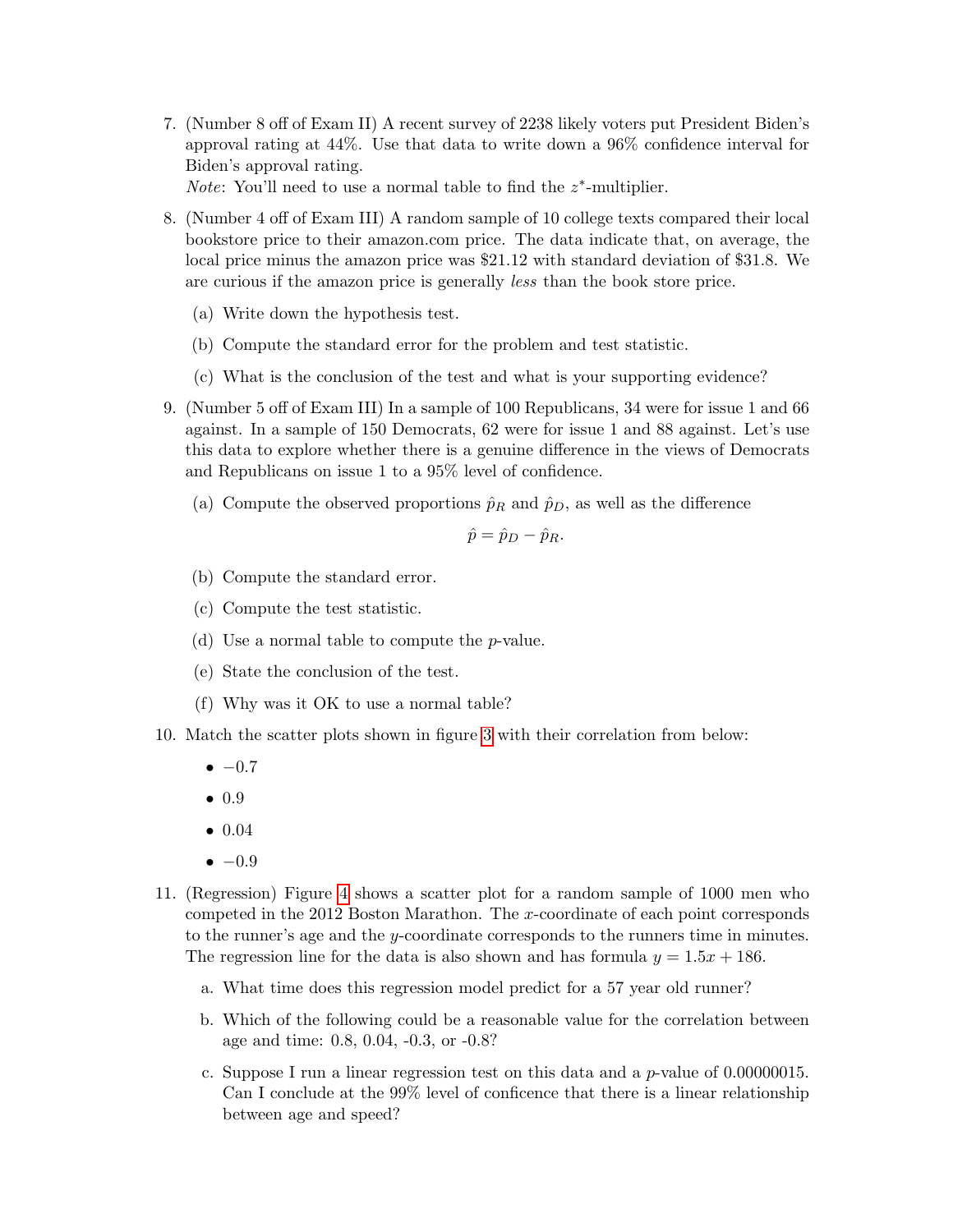7. (Number 8 off of Exam II) A recent survey of 2238 likely voters put President Biden's approval rating at 44%. Use that data to write down a 96% confidence interval for Biden's approval rating.
   *Note*: You'll need to use a normal table to find the $z^*$-multiplier.

8. (Number 4 off of Exam III) A random sample of 10 college texts compared their local bookstore price to their amazon.com price. The data indicate that, on average, the local price minus the amazon price was \$21.12 with standard deviation of \$31.8. We are curious if the amazon price is generally *less* than the book store price.

   (a) Write down the hypothesis test.

   (b) Compute the standard error for the problem and test statistic.

   (c) What is the conclusion of the test and what is your supporting evidence?

9. (Number 5 off of Exam III) In a sample of 100 Republicans, 34 were for issue 1 and 66 against. In a sample of 150 Democrats, 62 were for issue 1 and 88 against. Let's use this data to explore whether there is a genuine difference in the views of Democrats and Republicans on issue 1 to a 95% level of confidence.

   (a) Compute the observed proportions $\hat{p}_R$ and $\hat{p}_D$, as well as the difference
   $$\hat{p} = \hat{p}_D - \hat{p}_R.$$

   (b) Compute the standard error.

   (c) Compute the test statistic.

   (d) Use a normal table to compute the $p$-value.

   (e) State the conclusion of the test.

   (f) Why was it OK to use a normal table?

10. Match the scatter plots shown in figure 3 with their correlation from below:

    - $-0.7$
    - 0.9
    - 0.04
    - $-0.9$

11. (Regression) Figure 4 shows a scatter plot for a random sample of 1000 men who competed in the 2012 Boston Marathon. The $x$-coordinate of each point corresponds to the runner's age and the $y$-coordinate corresponds to the runners time in minutes. The regression line for the data is also shown and has formula $y = 1.5x + 186$.

    a. What time does this regression model predict for a 57 year old runner?

    b. Which of the following could be a reasonable value for the correlation between age and time: 0.8, 0.04, -0.3, or -0.8?

    c. Suppose I run a linear regression test on this data and a $p$-value of 0.00000015. Can I conclude at the 99% level of conficence that there is a linear relationship between age and speed?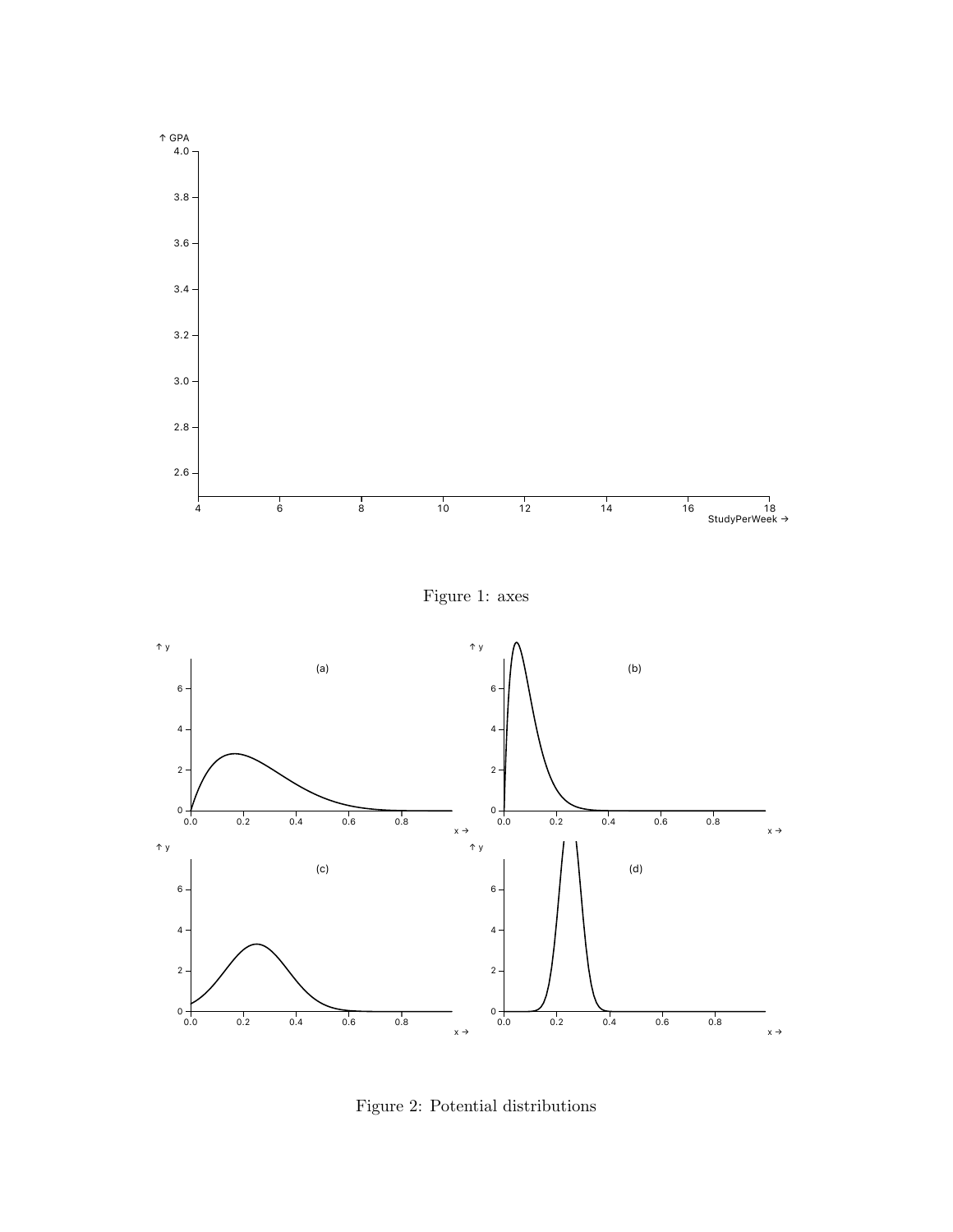Figure 1: axes

Figure 2: Potential distributions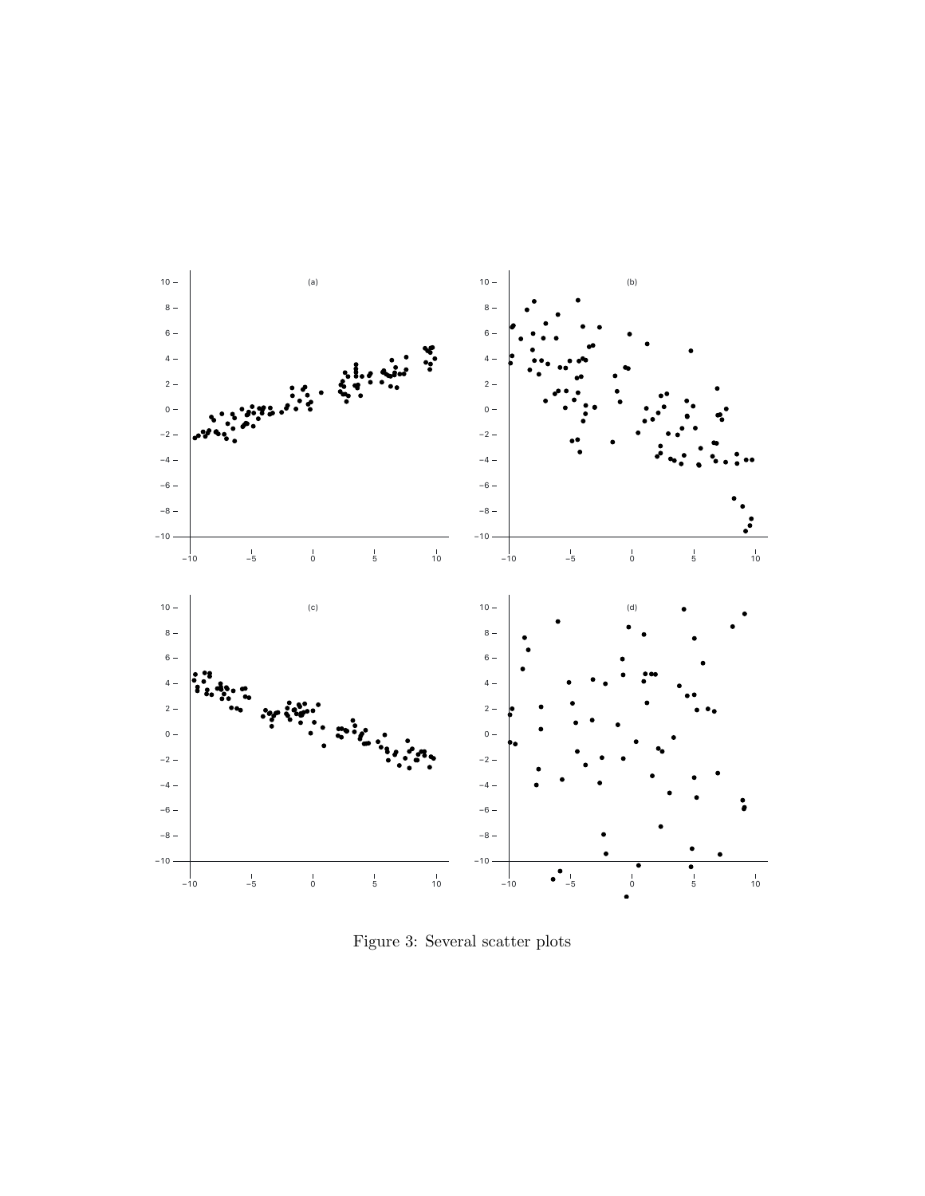Figure 3: Several scatter plots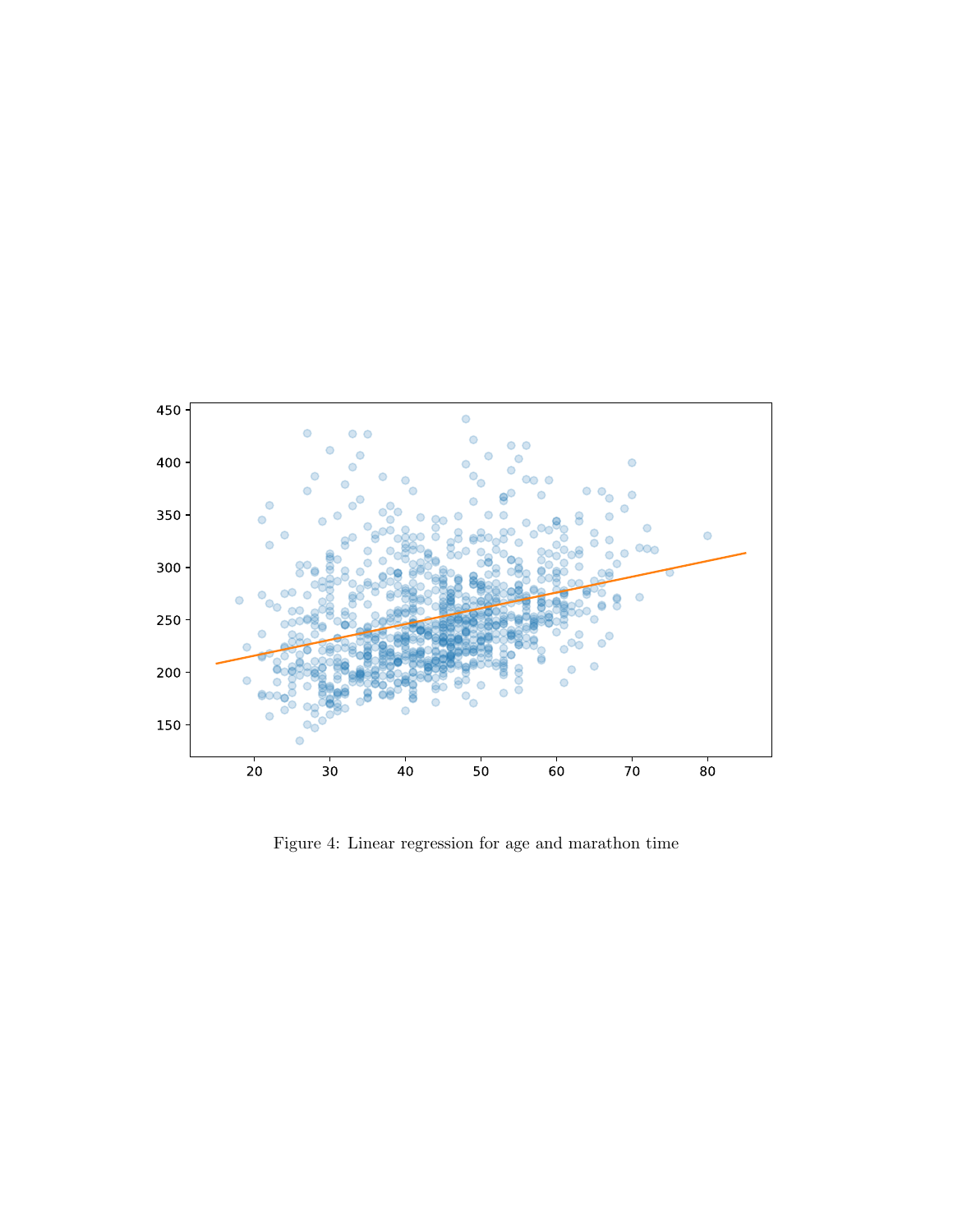450
400
350
300
250
200
150
20 30 40 50 60 70 80

Figure 4: Linear regression for age and marathon time